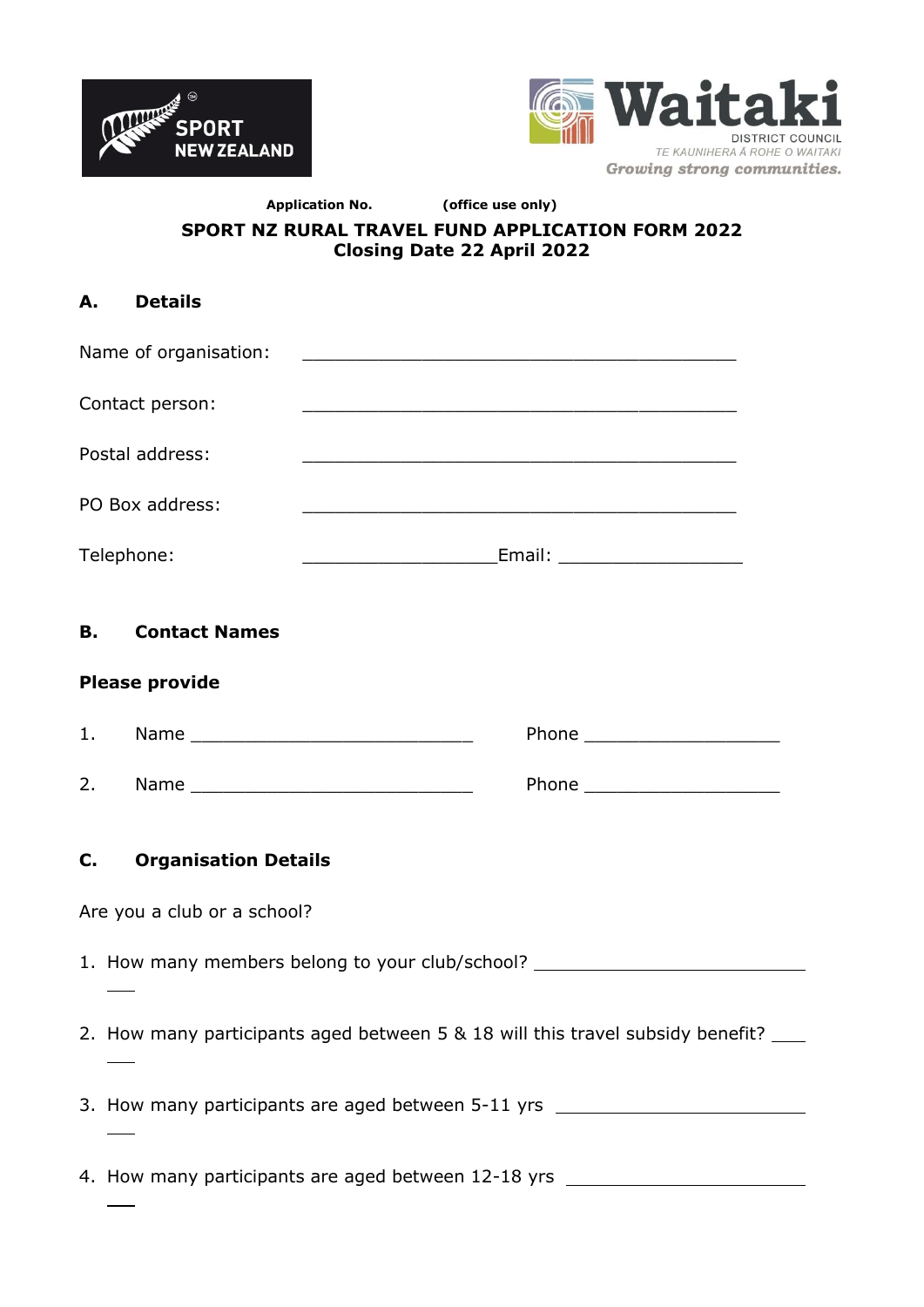Application No. (office use only)

**SPORT NZ RURAL TRAVEL FUND APPLICATION FORM 2022**
**Closing Date 22 April 2022**

## A. Details

Name of organisation: ________________________________________

Contact person: ________________________________________

Postal address: ________________________________________

PO Box address: ________________________________________

Telephone: __________________ Email: _________________

## B. Contact Names

**Please provide**

1. Name __________________________ Phone __________________

2. Name __________________________ Phone __________________

## C. Organisation Details

Are you a club or a school?

1. How many members belong to your club/school? ___________________________
2. How many participants aged between 5 & 18 will this travel subsidy benefit? ____
3. How many participants are aged between 5-11 yrs ________________________
4. How many participants are aged between 12-18 yrs ______________________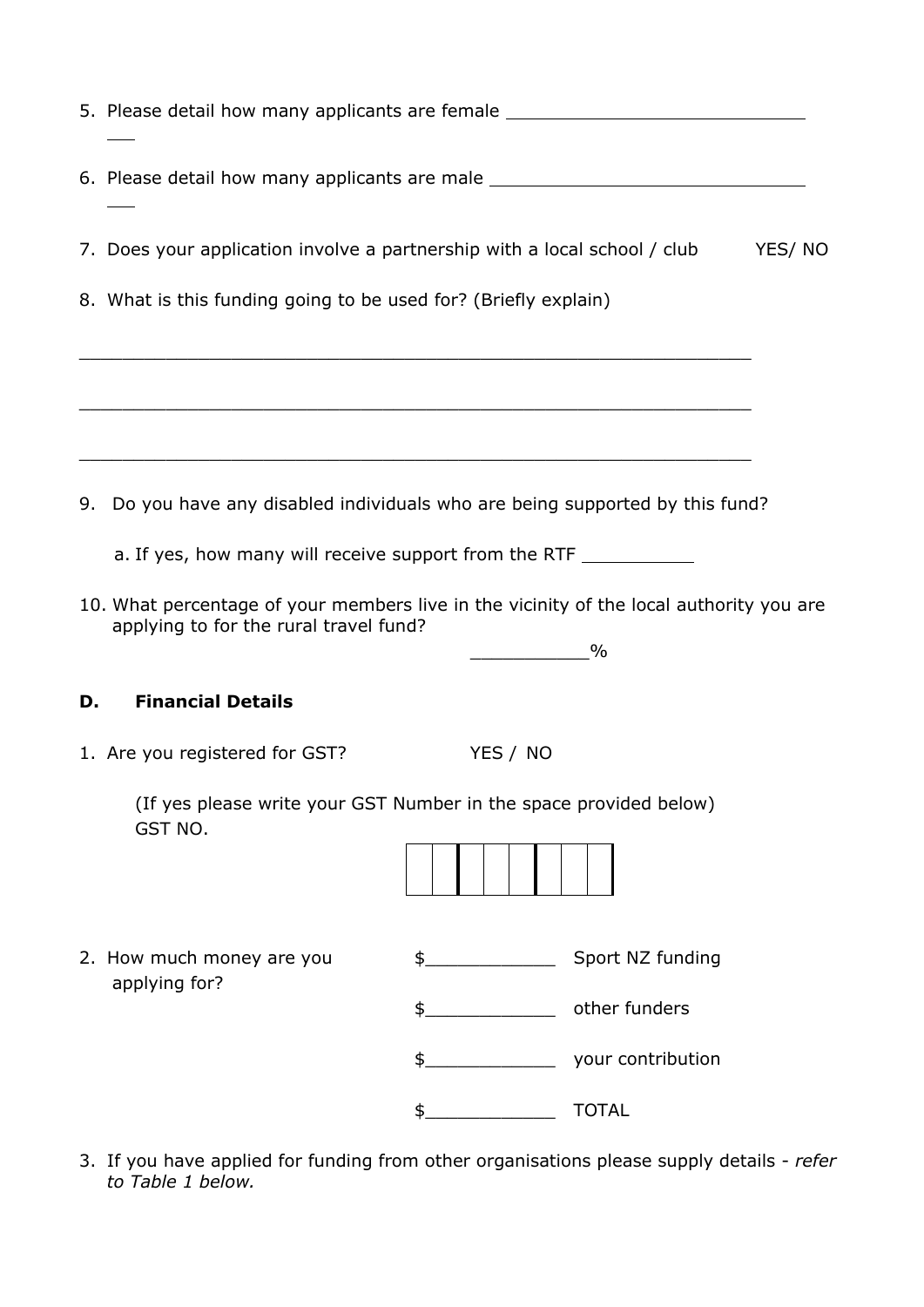5. Please detail how many applicants are female ______________________________ ___

6. Please detail how many applicants are male ______________________________ ___

7. Does your application involve a partnership with a local school / club YES/ NO

8. What is this funding going to be used for? (Briefly explain)

_________________________________________________________________

_________________________________________________________________

_________________________________________________________________

9. Do you have any disabled individuals who are being supported by this fund?

   a. If yes, how many will receive support from the RTF ___________

10. What percentage of your members live in the vicinity of the local authority you are applying to for the rural travel fund?

    ___________%

## D. Financial Details

1. Are you registered for GST? YES / NO

   (If yes please write your GST Number in the space provided below)
   GST NO.

   | | | | | | | | |
   |---|---|---|---|---|---|---|---|
   | | | | | | | | |

2. How much money are you applying for?

   $____________ Sport NZ funding

   $____________ other funders

   $____________ your contribution

   $____________ TOTAL

3. If you have applied for funding from other organisations please supply details - *refer to Table 1 below.*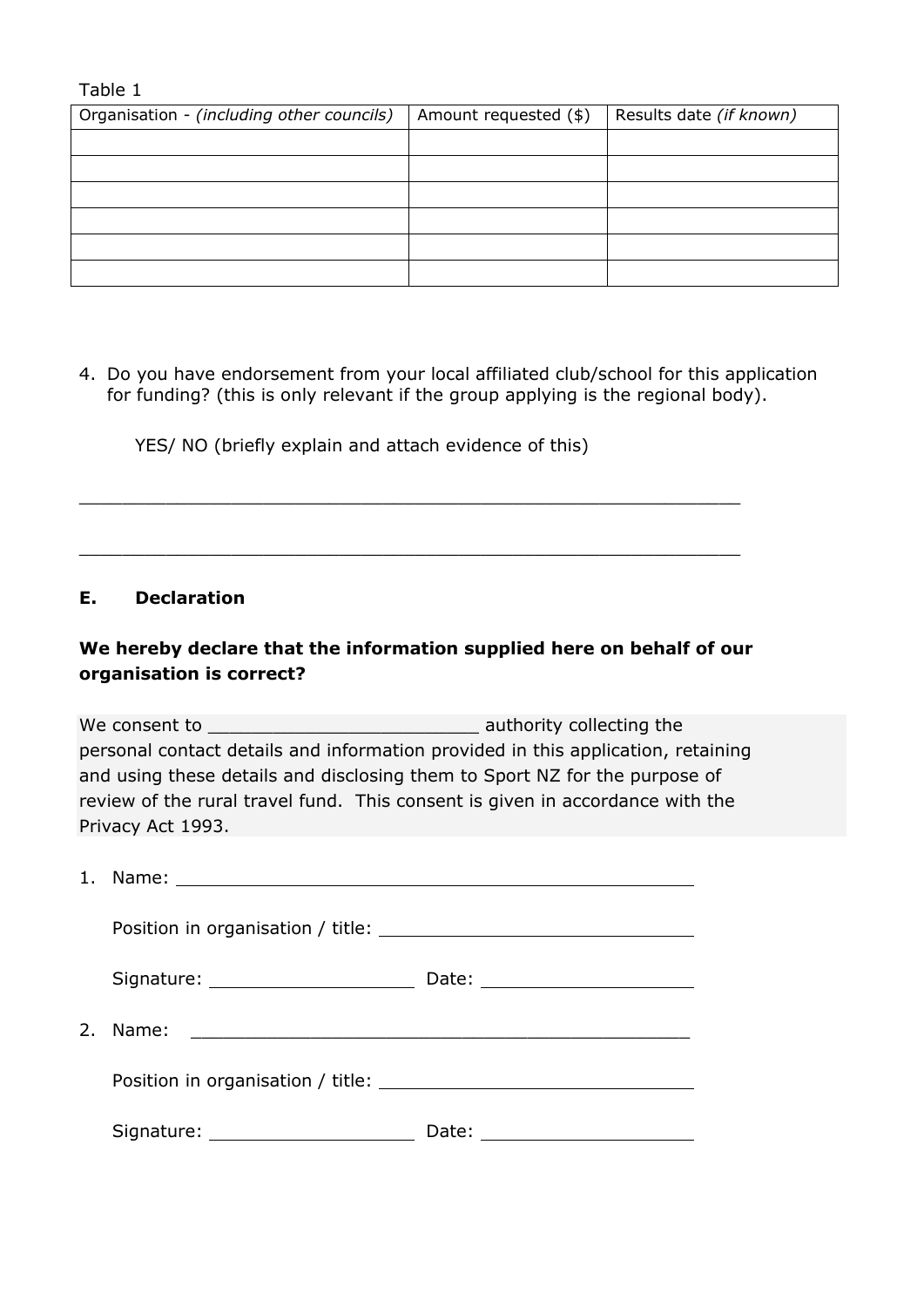Table 1

| Organisation - *(including other councils)* | Amount requested ($) | Results date *(if known)* |
|---|---|---|
| | | |
| | | |
| | | |
| | | |
| | | |
| | | |

4. Do you have endorsement from your local affiliated club/school for this application for funding? (this is only relevant if the group applying is the regional body).

   YES/ NO (briefly explain and attach evidence of this)

______________________________________________________________

______________________________________________________________

**E. Declaration**

**We hereby declare that the information supplied here on behalf of our organisation is correct?**

We consent to ________________________ authority collecting the personal contact details and information provided in this application, retaining and using these details and disclosing them to Sport NZ for the purpose of review of the rural travel fund. This consent is given in accordance with the Privacy Act 1993.

1. Name: ____________________________________________

   Position in organisation / title: ___________________________

   Signature: __________________ Date: ___________________

2. Name: ____________________________________________

   Position in organisation / title: ___________________________

   Signature: __________________ Date: ___________________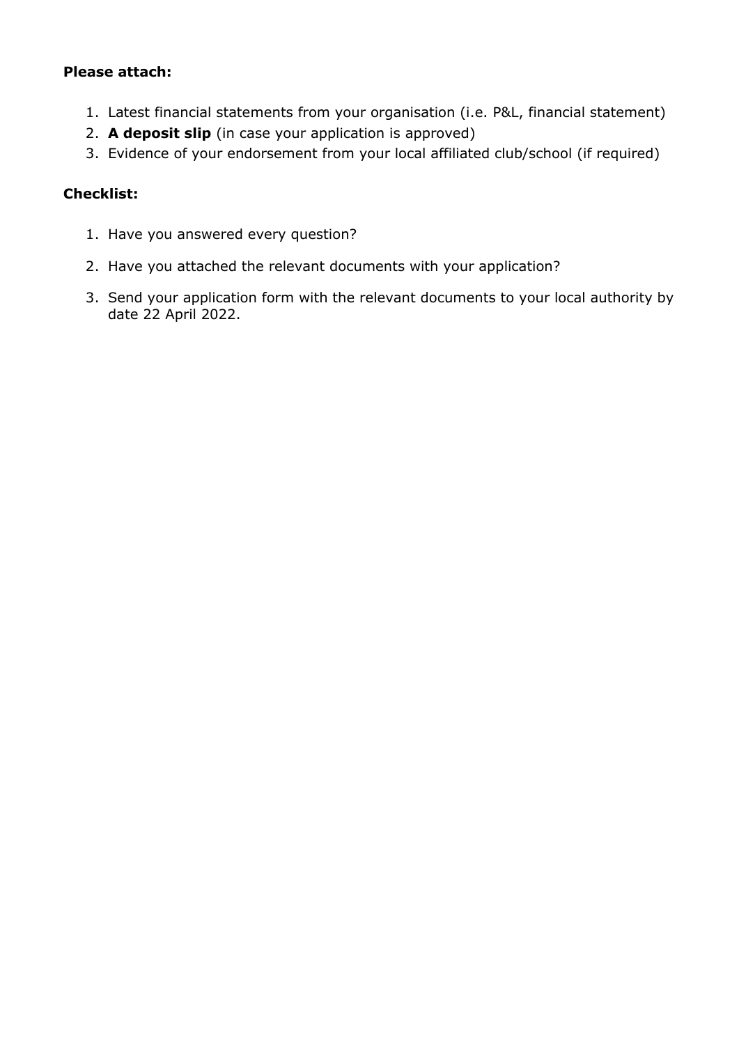**Please attach:**

1. Latest financial statements from your organisation (i.e. P&L, financial statement)
2. **A deposit slip** (in case your application is approved)
3. Evidence of your endorsement from your local affiliated club/school (if required)

**Checklist:**

1. Have you answered every question?
2. Have you attached the relevant documents with your application?
3. Send your application form with the relevant documents to your local authority by date 22 April 2022.